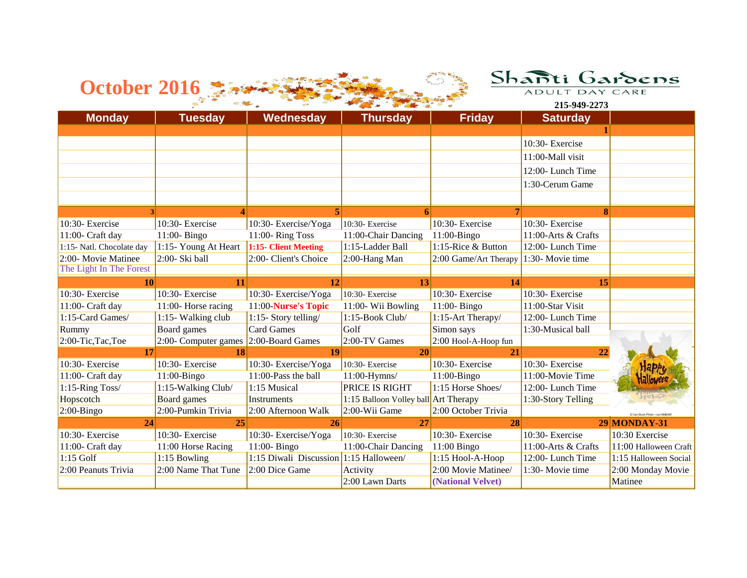# October 2016

**Shanti Gardens**
ADULT DAY CARE
215-949-2273

| Monday | Tuesday | Wednesday | Thursday | Friday | Saturday | |
|---|---|---|---|---|---|---|
| | | | | | **1** | |
| | | | | | 10:30- Exercise | |
| | | | | | 11:00-Mall visit | |
| | | | | | 12:00- Lunch Time | |
| | | | | | 1:30-Cerum Game | |
| **3** | **4** | **5** | **6** | **7** | **8** | |
| 10:30- Exercise | 10:30- Exercise | 10:30- Exercise/Yoga | 10:30- Exercise | 10:30- Exercise | 10:30- Exercise | |
| 11:00- Craft day | 11:00- Bingo | 11:00- Ring Toss | 11:00-Chair Dancing | 11:00-Bingo | 11:00-Arts & Crafts | |
| 1:15- Natl. Chocolate day | 1:15- Young At Heart | **1:15- Client Meeting** | 1:15-Ladder Ball | 1:15-Rice & Button | 12:00- Lunch Time | |
| 2:00- Movie Matinee | 2:00- Ski ball | 2:00- Client's Choice | 2:00-Hang Man | 2:00 Game/Art Therapy | 1:30- Movie time | |
| The Light In The Forest | | | | | | |
| **10** | **11** | **12** | **13** | **14** | **15** | |
| 10:30- Exercise | 10:30- Exercise | 10:30- Exercise/Yoga | 10:30- Exercise | 10:30- Exercise | 10:30- Exercise | |
| 11:00- Craft day | 11:00- Horse racing | 11:00-**Nurse's Topic** | 11:00- Wii Bowling | 11:00- Bingo | 11:00-Star Visit | |
| 1:15-Card Games/ | 1:15- Walking club | 1:15- Story telling/ | 1:15-Book Club/ | 1:15-Art Therapy/ | 12:00- Lunch Time | |
| Rummy | Board games | Card Games | Golf | Simon says | 1:30-Musical ball | |
| 2:00-Tic,Tac,Toe | 2:00- Computer games | 2:00-Board Games | 2:00-TV Games | 2:00 Hool-A-Hoop fun | | |
| **17** | **18** | **19** | **20** | **21** | **22** | |
| 10:30- Exercise | 10:30- Exercise | 10:30- Exercise/Yoga | 10:30- Exercise | 10:30- Exercise | 10:30- Exercise | |
| 11:00- Craft day | 11:00-Bingo | 11:00-Pass the ball | 11:00-Hymns/ | 11:00-Bingo | 11:00-Movie Time | |
| 1:15-Ring Toss/ | 1:15-Walking Club/ | 1:15 Musical | PRICE IS RIGHT | 1:15 Horse Shoes/ | 12:00- Lunch Time | |
| Hopscotch | Board games | Instruments | 1:15 Balloon Volley ball | Art Therapy | 1:30-Story Telling | |
| 2:00-Bingo | 2:00-Pumkin Trivia | 2:00 Afternoon Walk | 2:00-Wii Game | 2:00 October Trivia | | |
| **24** | **25** | **26** | **27** | **28** | **29** | **MONDAY-31** |
| 10:30- Exercise | 10:30- Exercise | 10:30- Exercise/Yoga | 10:30- Exercise | 10:30- Exercise | 10:30- Exercise | 10:30 Exercise |
| 11:00- Craft day | 11:00 Horse Racing | 11:00- Bingo | 11:00-Chair Dancing | 11:00 Bingo | 11:00-Arts & Crafts | 11:00 Halloween Craft |
| 1:15 Golf | 1:15 Bowling | 1:15 Diwali Discussion | 1:15 Halloween/ | 1:15 Hool-A-Hoop | 12:00- Lunch Time | 1:15 Halloween Social |
| 2:00 Peanuts Trivia | 2:00 Name That Tune | 2:00 Dice Game | Activity | 2:00 Movie Matinee/ | 1:30- Movie time | 2:00 Monday Movie |
| | | | 2:00 Lawn Darts | **(National Velvet)** | | Matinee |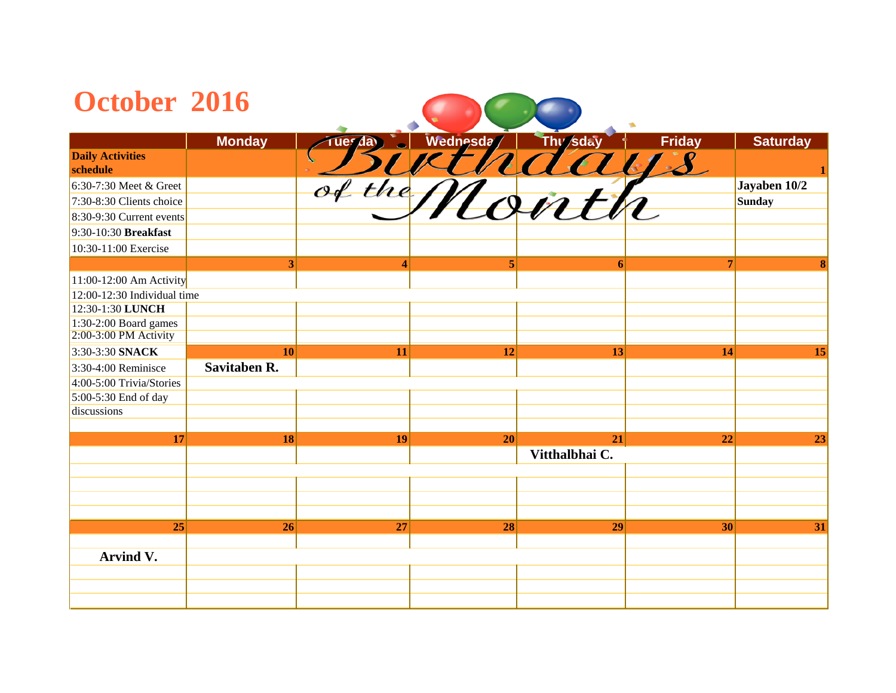# October 2016

Birthdays of the Month

| | Monday | Tuesday | Wednesday | Thursday | Friday | Saturday |
|---|---|---|---|---|---|---|
| **Daily Activities schedule** | | | | | | 1 |
| 6:30-7:30 Meet & Greet | | | | | | **Jayaben 10/2 Sunday** |
| 7:30-8:30 Clients choice | | | | | | |
| 8:30-9:30 Current events | | | | | | |
| 9:30-10:30 **Breakfast** | | | | | | |
| 10:30-11:00 Exercise | | | | | | |
| | 3 | 4 | 5 | 6 | 7 | 8 |
| 11:00-12:00 Am Activity | | | | | | |
| 12:00-12:30 Individual time | | | | | | |
| 12:30-1:30 **LUNCH** | | | | | | |
| 1:30-2:00 Board games | | | | | | |
| 2:00-3:00 PM Activity | | | | | | |
| 3:30-3:30 **SNACK** | 10 | 11 | 12 | 13 | 14 | 15 |
| 3:30-4:00 Reminisce | **Savitaben R.** | | | | | |
| 4:00-5:00 Trivia/Stories | | | | | | |
| 5:00-5:30 End of day discussions | | | | | | |
| 17 | 18 | 19 | 20 | 21 | 22 | 23 |
| | | | | **Vitthalbhai C.** | | |
| 25 | 26 | 27 | 28 | 29 | 30 | 31 |
| **Arvind V.** | | | | | | |